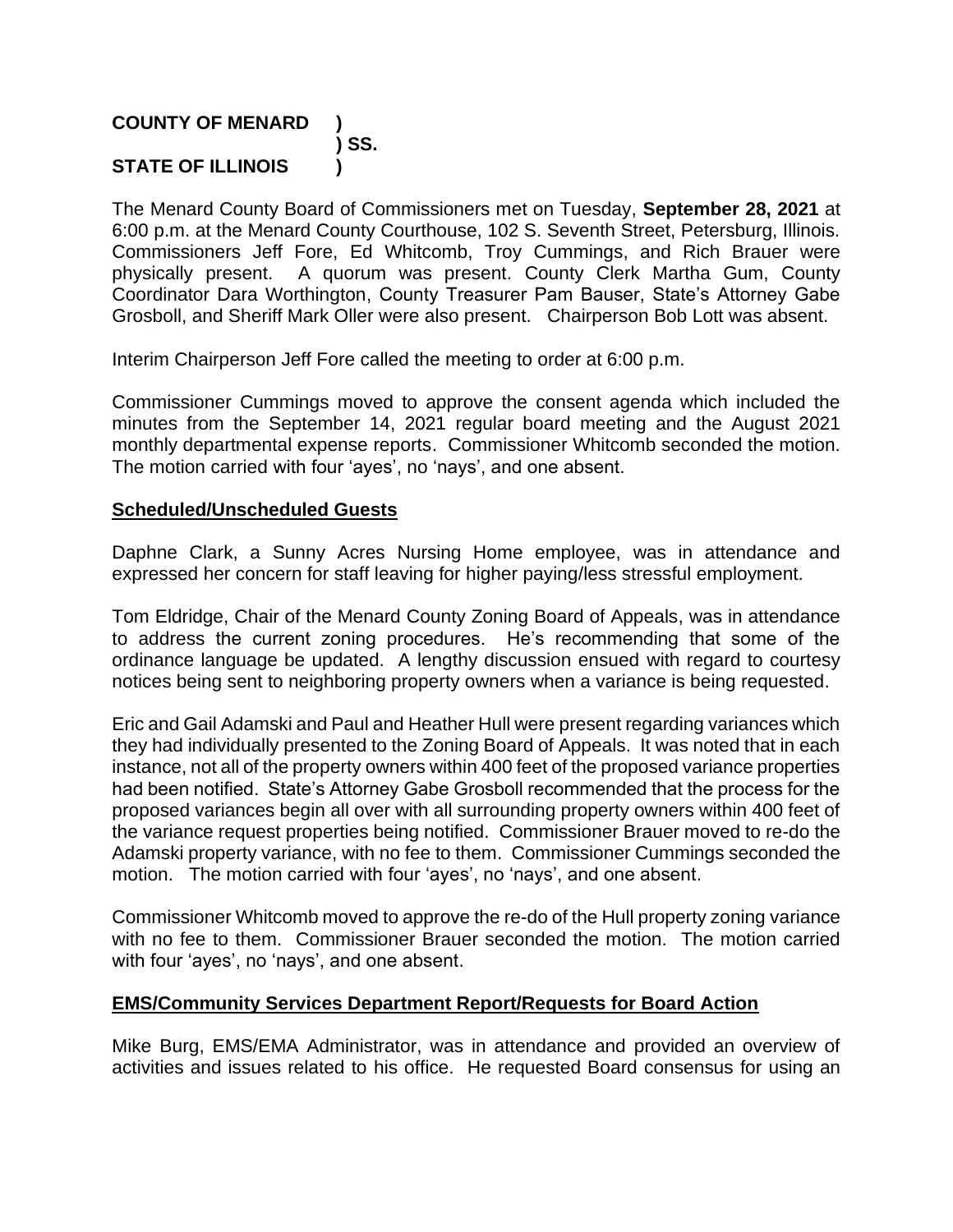**COUNTY OF MENARD )**
**) SS.**
**STATE OF ILLINOIS )**

The Menard County Board of Commissioners met on Tuesday, **September 28, 2021** at 6:00 p.m. at the Menard County Courthouse, 102 S. Seventh Street, Petersburg, Illinois. Commissioners Jeff Fore, Ed Whitcomb, Troy Cummings, and Rich Brauer were physically present. A quorum was present. County Clerk Martha Gum, County Coordinator Dara Worthington, County Treasurer Pam Bauser, State's Attorney Gabe Grosboll, and Sheriff Mark Oller were also present. Chairperson Bob Lott was absent.

Interim Chairperson Jeff Fore called the meeting to order at 6:00 p.m.

Commissioner Cummings moved to approve the consent agenda which included the minutes from the September 14, 2021 regular board meeting and the August 2021 monthly departmental expense reports. Commissioner Whitcomb seconded the motion. The motion carried with four 'ayes', no 'nays', and one absent.

## Scheduled/Unscheduled Guests

Daphne Clark, a Sunny Acres Nursing Home employee, was in attendance and expressed her concern for staff leaving for higher paying/less stressful employment.

Tom Eldridge, Chair of the Menard County Zoning Board of Appeals, was in attendance to address the current zoning procedures. He's recommending that some of the ordinance language be updated. A lengthy discussion ensued with regard to courtesy notices being sent to neighboring property owners when a variance is being requested.

Eric and Gail Adamski and Paul and Heather Hull were present regarding variances which they had individually presented to the Zoning Board of Appeals. It was noted that in each instance, not all of the property owners within 400 feet of the proposed variance properties had been notified. State's Attorney Gabe Grosboll recommended that the process for the proposed variances begin all over with all surrounding property owners within 400 feet of the variance request properties being notified. Commissioner Brauer moved to re-do the Adamski property variance, with no fee to them. Commissioner Cummings seconded the motion. The motion carried with four 'ayes', no 'nays', and one absent.

Commissioner Whitcomb moved to approve the re-do of the Hull property zoning variance with no fee to them. Commissioner Brauer seconded the motion. The motion carried with four 'ayes', no 'nays', and one absent.

## EMS/Community Services Department Report/Requests for Board Action

Mike Burg, EMS/EMA Administrator, was in attendance and provided an overview of activities and issues related to his office. He requested Board consensus for using an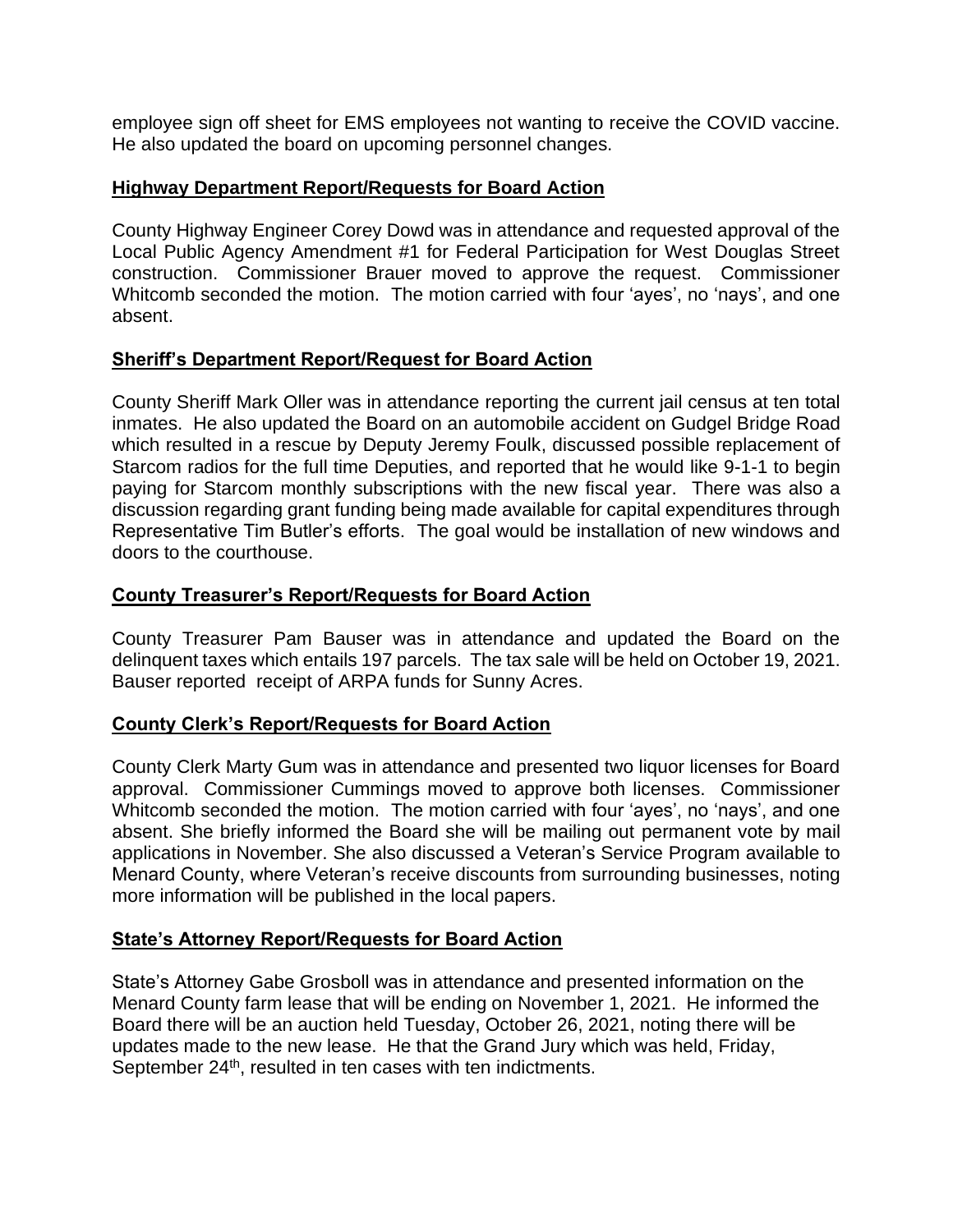employee sign off sheet for EMS employees not wanting to receive the COVID vaccine. He also updated the board on upcoming personnel changes.

## Highway Department Report/Requests for Board Action

County Highway Engineer Corey Dowd was in attendance and requested approval of the Local Public Agency Amendment #1 for Federal Participation for West Douglas Street construction. Commissioner Brauer moved to approve the request. Commissioner Whitcomb seconded the motion. The motion carried with four 'ayes', no 'nays', and one absent.

## Sheriff's Department Report/Request for Board Action

County Sheriff Mark Oller was in attendance reporting the current jail census at ten total inmates. He also updated the Board on an automobile accident on Gudgel Bridge Road which resulted in a rescue by Deputy Jeremy Foulk, discussed possible replacement of Starcom radios for the full time Deputies, and reported that he would like 9-1-1 to begin paying for Starcom monthly subscriptions with the new fiscal year. There was also a discussion regarding grant funding being made available for capital expenditures through Representative Tim Butler's efforts. The goal would be installation of new windows and doors to the courthouse.

## County Treasurer's Report/Requests for Board Action

County Treasurer Pam Bauser was in attendance and updated the Board on the delinquent taxes which entails 197 parcels. The tax sale will be held on October 19, 2021. Bauser reported receipt of ARPA funds for Sunny Acres.

## County Clerk's Report/Requests for Board Action

County Clerk Marty Gum was in attendance and presented two liquor licenses for Board approval. Commissioner Cummings moved to approve both licenses. Commissioner Whitcomb seconded the motion. The motion carried with four 'ayes', no 'nays', and one absent. She briefly informed the Board she will be mailing out permanent vote by mail applications in November. She also discussed a Veteran's Service Program available to Menard County, where Veteran's receive discounts from surrounding businesses, noting more information will be published in the local papers.

## State's Attorney Report/Requests for Board Action

State's Attorney Gabe Grosboll was in attendance and presented information on the Menard County farm lease that will be ending on November 1, 2021. He informed the Board there will be an auction held Tuesday, October 26, 2021, noting there will be updates made to the new lease. He that the Grand Jury which was held, Friday, September 24th, resulted in ten cases with ten indictments.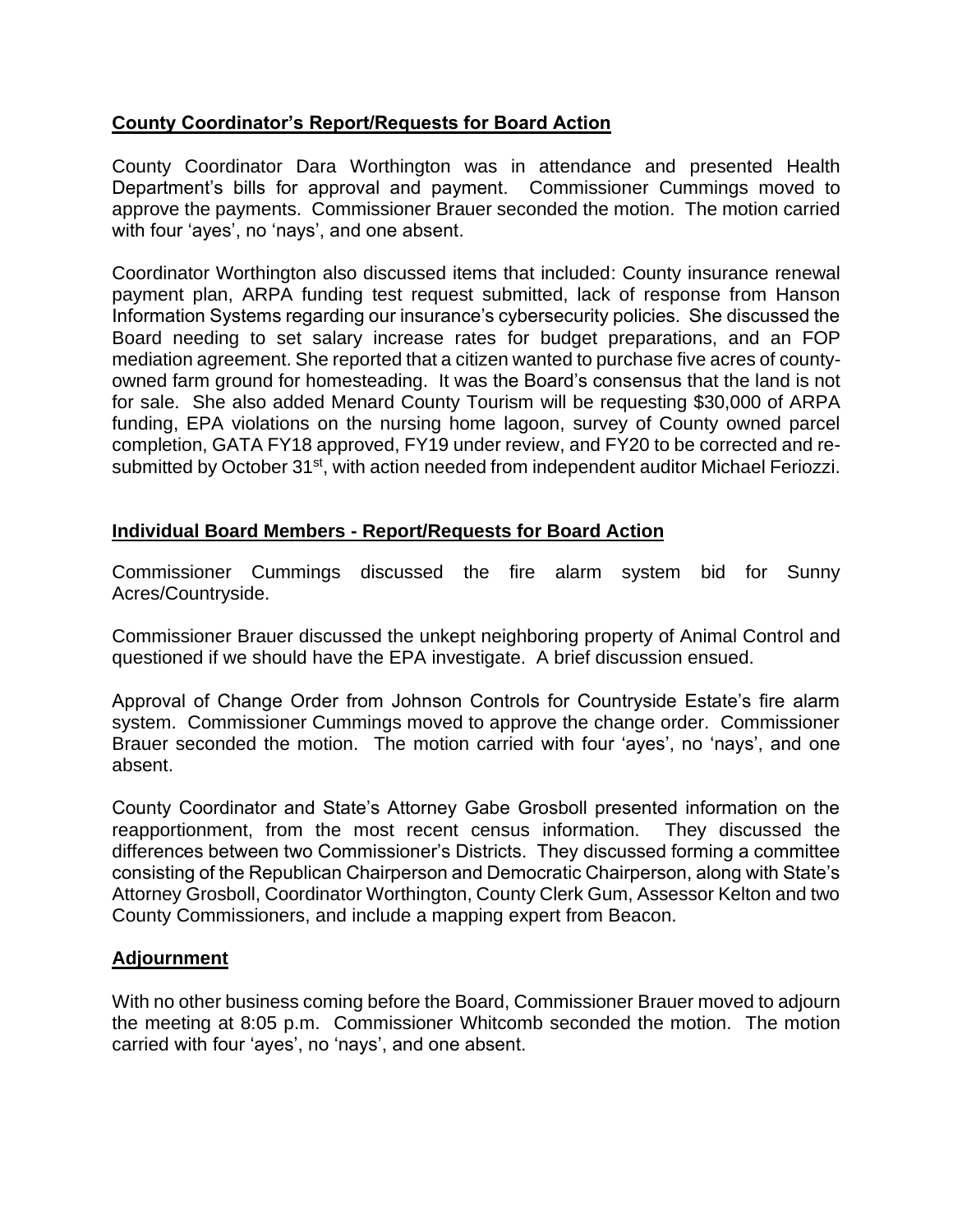**County Coordinator's Report/Requests for Board Action**

County Coordinator Dara Worthington was in attendance and presented Health Department's bills for approval and payment. Commissioner Cummings moved to approve the payments. Commissioner Brauer seconded the motion. The motion carried with four 'ayes', no 'nays', and one absent.

Coordinator Worthington also discussed items that included: County insurance renewal payment plan, ARPA funding test request submitted, lack of response from Hanson Information Systems regarding our insurance's cybersecurity policies. She discussed the Board needing to set salary increase rates for budget preparations, and an FOP mediation agreement. She reported that a citizen wanted to purchase five acres of county-owned farm ground for homesteading. It was the Board's consensus that the land is not for sale. She also added Menard County Tourism will be requesting $30,000 of ARPA funding, EPA violations on the nursing home lagoon, survey of County owned parcel completion, GATA FY18 approved, FY19 under review, and FY20 to be corrected and re-submitted by October 31st, with action needed from independent auditor Michael Feriozzi.

**Individual Board Members - Report/Requests for Board Action**

Commissioner Cummings discussed the fire alarm system bid for Sunny Acres/Countryside.

Commissioner Brauer discussed the unkept neighboring property of Animal Control and questioned if we should have the EPA investigate. A brief discussion ensued.

Approval of Change Order from Johnson Controls for Countryside Estate's fire alarm system. Commissioner Cummings moved to approve the change order. Commissioner Brauer seconded the motion. The motion carried with four 'ayes', no 'nays', and one absent.

County Coordinator and State's Attorney Gabe Grosboll presented information on the reapportionment, from the most recent census information. They discussed the differences between two Commissioner's Districts. They discussed forming a committee consisting of the Republican Chairperson and Democratic Chairperson, along with State's Attorney Grosboll, Coordinator Worthington, County Clerk Gum, Assessor Kelton and two County Commissioners, and include a mapping expert from Beacon.

**Adjournment**

With no other business coming before the Board, Commissioner Brauer moved to adjourn the meeting at 8:05 p.m. Commissioner Whitcomb seconded the motion. The motion carried with four 'ayes', no 'nays', and one absent.